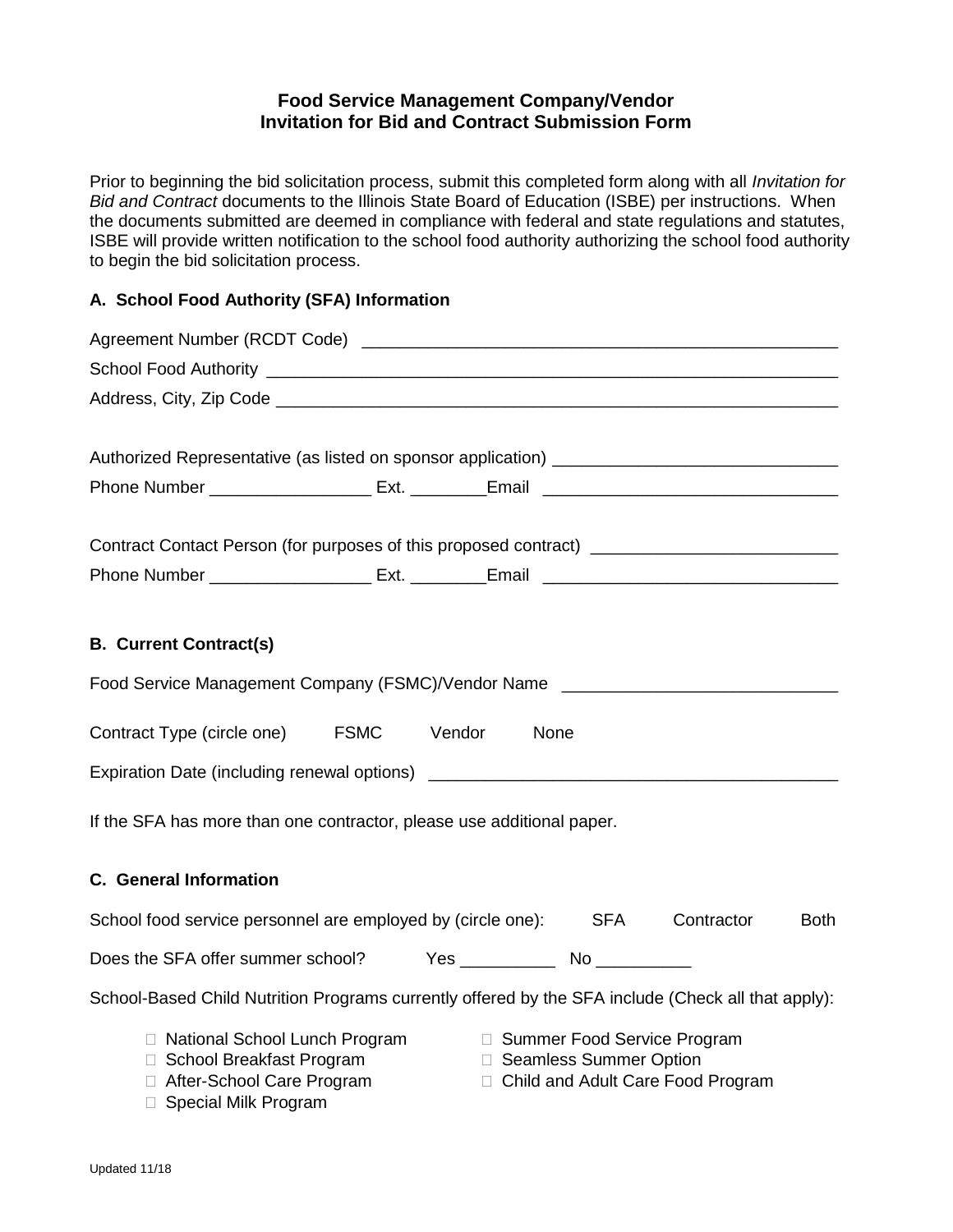# Food Service Management Company/Vendor
# Invitation for Bid and Contract Submission Form

Prior to beginning the bid solicitation process, submit this completed form along with all *Invitation for Bid and Contract* documents to the Illinois State Board of Education (ISBE) per instructions. When the documents submitted are deemed in compliance with federal and state regulations and statutes, ISBE will provide written notification to the school food authority authorizing the school food authority to begin the bid solicitation process.

## A. School Food Authority (SFA) Information

Agreement Number (RCDT Code) ____________________________________________________

School Food Authority ___________________________________________________________

Address, City, Zip Code _________________________________________________________

Authorized Representative (as listed on sponsor application) ____________________________

Phone Number _________________ Ext. ________Email ______________________________

Contract Contact Person (for purposes of this proposed contract) _________________________

Phone Number _________________ Ext. ________Email ______________________________

## B. Current Contract(s)

Food Service Management Company (FSMC)/Vendor Name ____________________________

Contract Type (circle one) FSMC Vendor None

Expiration Date (including renewal options) __________________________________________

If the SFA has more than one contractor, please use additional paper.

## C. General Information

School food service personnel are employed by (circle one): SFA Contractor Both

Does the SFA offer summer school? Yes __________ No __________

School-Based Child Nutrition Programs currently offered by the SFA include (Check all that apply):

- ☐ National School Lunch Program
- ☐ School Breakfast Program
- ☐ After-School Care Program
- ☐ Special Milk Program
- ☐ Summer Food Service Program
- ☐ Seamless Summer Option
- ☐ Child and Adult Care Food Program

Updated 11/18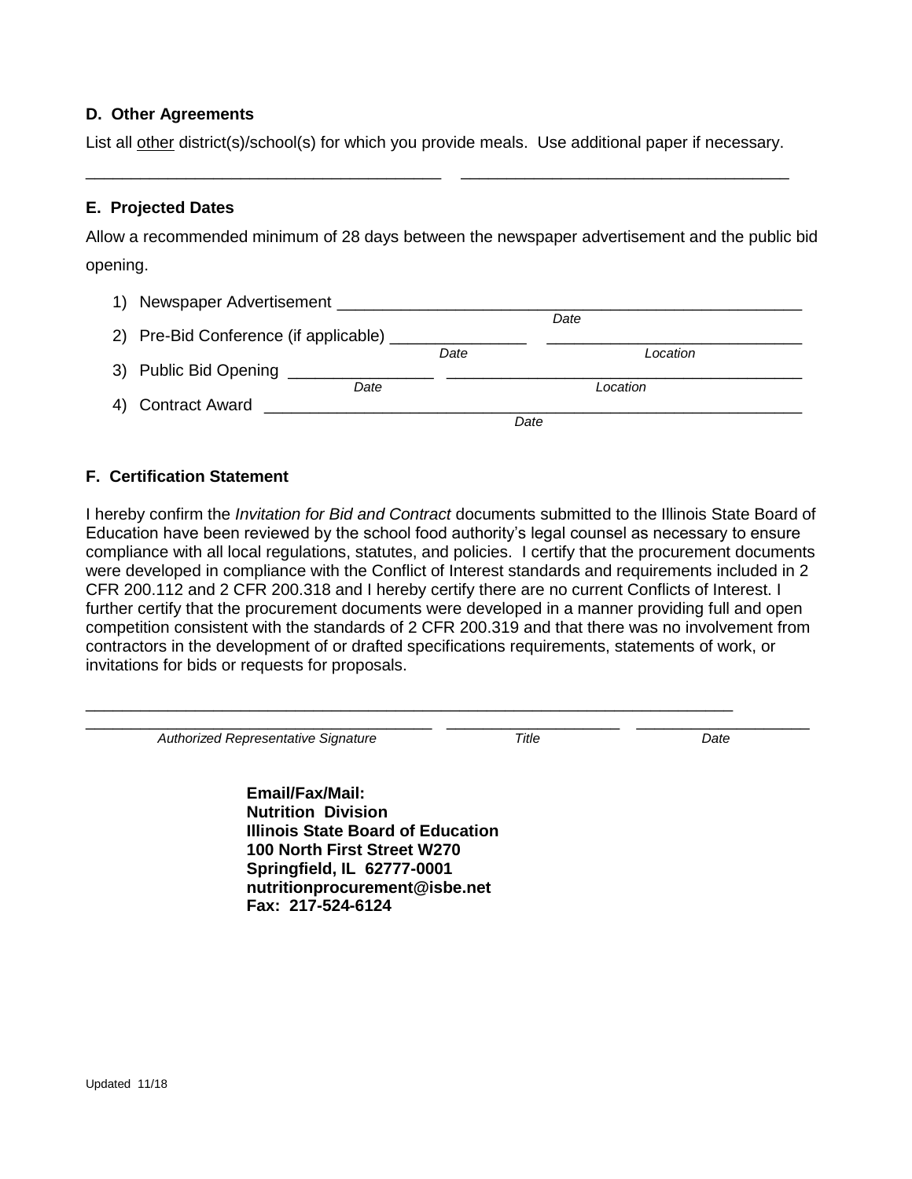**D. Other Agreements**

List all other district(s)/school(s) for which you provide meals. Use additional paper if necessary.

_______________________________________ ____________________________________

**E. Projected Dates**

Allow a recommended minimum of 28 days between the newspaper advertisement and the public bid opening.

1) Newspaper Advertisement ____________________________________________________
   *Date*
2) Pre-Bid Conference (if applicable) _______________ ____________________________
   *Date* *Location*
3) Public Bid Opening ________________ _______________________________________
   *Date* *Location*
4) Contract Award ___________________________________________________________
   *Date*

**F. Certification Statement**

I hereby confirm the *Invitation for Bid and Contract* documents submitted to the Illinois State Board of Education have been reviewed by the school food authority's legal counsel as necessary to ensure compliance with all local regulations, statutes, and policies. I certify that the procurement documents were developed in compliance with the Conflict of Interest standards and requirements included in 2 CFR 200.112 and 2 CFR 200.318 and I hereby certify there are no current Conflicts of Interest. I further certify that the procurement documents were developed in a manner providing full and open competition consistent with the standards of 2 CFR 200.319 and that there was no involvement from contractors in the development of or drafted specifications requirements, statements of work, or invitations for bids or requests for proposals.

_______________________________________________________________________

______________________________________ ___________________ ___________________
*Authorized Representative Signature* *Title* *Date*

**Email/Fax/Mail:**
**Nutrition Division**
**Illinois State Board of Education**
**100 North First Street W270**
**Springfield, IL 62777-0001**
**nutritionprocurement@isbe.net**
**Fax: 217-524-6124**

Updated 11/18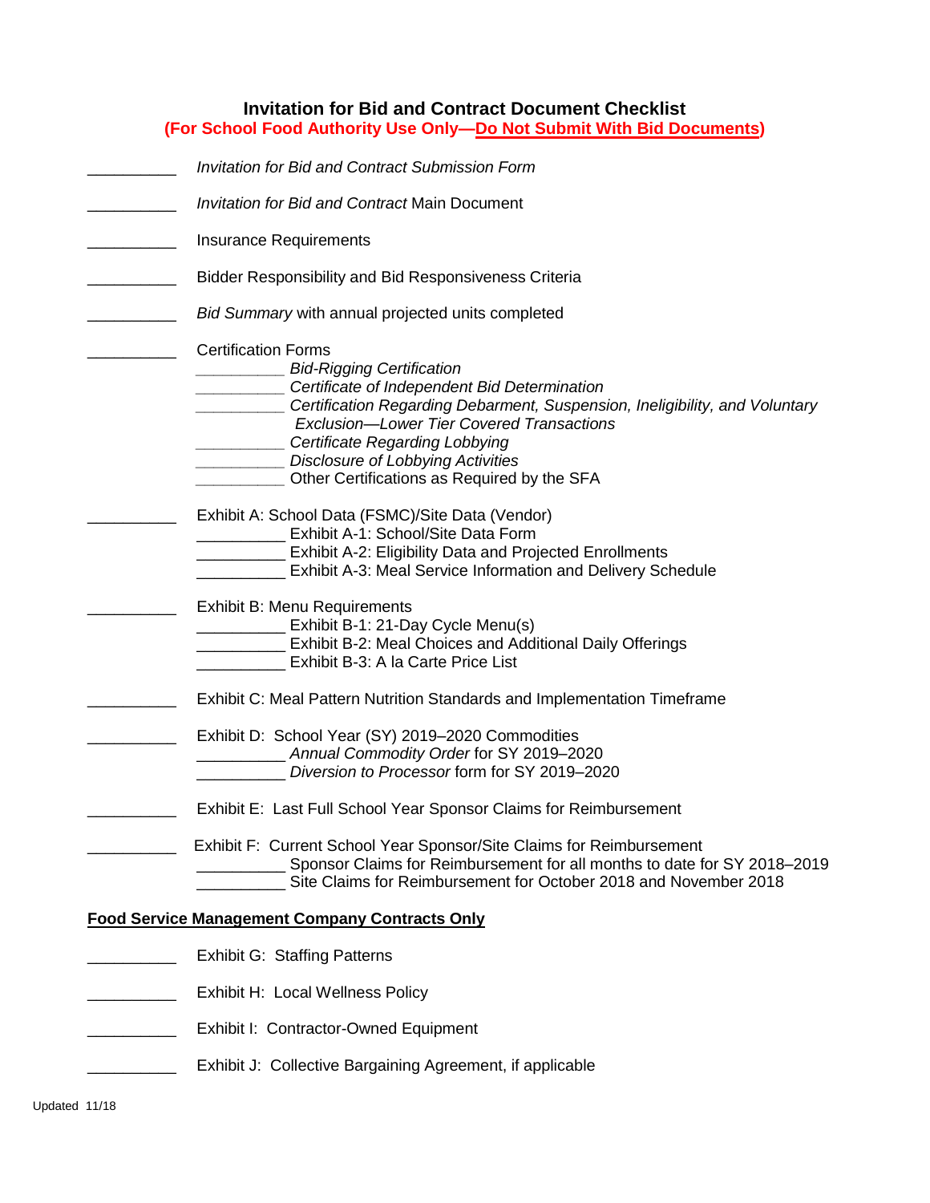# Invitation for Bid and Contract Document Checklist

**(For School Food Authority Use Only—Do Not Submit With Bid Documents)**

__________ *Invitation for Bid and Contract Submission Form*

__________ *Invitation for Bid and Contract* Main Document

__________ Insurance Requirements

__________ Bidder Responsibility and Bid Responsiveness Criteria

__________ *Bid Summary* with annual projected units completed

__________ Certification Forms

- __________ *Bid-Rigging Certification*
- __________ *Certificate of Independent Bid Determination*
- __________ *Certification Regarding Debarment, Suspension, Ineligibility, and Voluntary Exclusion—Lower Tier Covered Transactions*
- __________ *Certificate Regarding Lobbying*
- __________ *Disclosure of Lobbying Activities*
- __________ Other Certifications as Required by the SFA

__________ Exhibit A: School Data (FSMC)/Site Data (Vendor)

- __________ Exhibit A-1: School/Site Data Form
- __________ Exhibit A-2: Eligibility Data and Projected Enrollments
- __________ Exhibit A-3: Meal Service Information and Delivery Schedule

__________ Exhibit B: Menu Requirements

- __________ Exhibit B-1: 21-Day Cycle Menu(s)
- __________ Exhibit B-2: Meal Choices and Additional Daily Offerings
- __________ Exhibit B-3: A la Carte Price List

__________ Exhibit C: Meal Pattern Nutrition Standards and Implementation Timeframe

__________ Exhibit D: School Year (SY) 2019–2020 Commodities

- __________ *Annual Commodity Order* for SY 2019–2020
- __________ *Diversion to Processor* form for SY 2019–2020

__________ Exhibit E: Last Full School Year Sponsor Claims for Reimbursement

__________ Exhibit F: Current School Year Sponsor/Site Claims for Reimbursement

- __________ Sponsor Claims for Reimbursement for all months to date for SY 2018–2019
- __________ Site Claims for Reimbursement for October 2018 and November 2018

**Food Service Management Company Contracts Only**

__________ Exhibit G: Staffing Patterns

__________ Exhibit H: Local Wellness Policy

__________ Exhibit I: Contractor-Owned Equipment

__________ Exhibit J: Collective Bargaining Agreement, if applicable

Updated 11/18